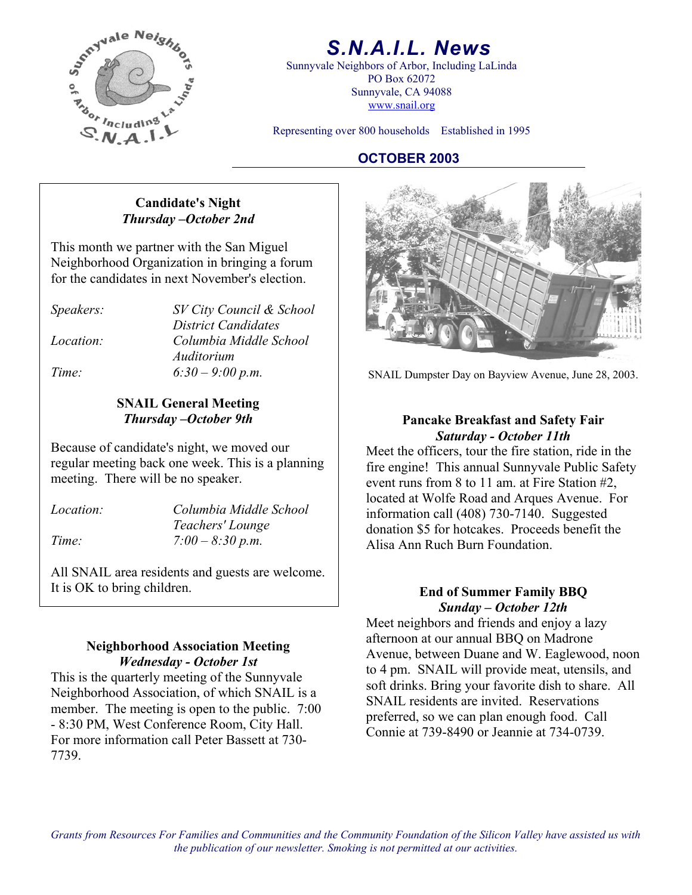# S.N.A.I.L. News

Sunnyvale Neighbors of Arbor, Including LaLinda
PO Box 62072
Sunnyvale, CA 94088
www.snail.org

Representing over 800 households    Established in 1995

## OCTOBER 2003

### Candidate's Night
***Thursday –October 2nd***

This month we partner with the San Miguel Neighborhood Organization in bringing a forum for the candidates in next November's election.

*Speakers:* *SV City Council & School District Candidates*
*Location:* *Columbia Middle School Auditorium*
*Time:* *6:30 – 9:00 p.m.*

### SNAIL General Meeting
***Thursday –October 9th***

Because of candidate's night, we moved our regular meeting back one week. This is a planning meeting. There will be no speaker.

*Location:* *Columbia Middle School Teachers' Lounge*
*Time:* *7:00 – 8:30 p.m.*

All SNAIL area residents and guests are welcome. It is OK to bring children.

### Neighborhood Association Meeting
***Wednesday - October 1st***

This is the quarterly meeting of the Sunnyvale Neighborhood Association, of which SNAIL is a member. The meeting is open to the public. 7:00 - 8:30 PM, West Conference Room, City Hall. For more information call Peter Bassett at 730-7739.

SNAIL Dumpster Day on Bayview Avenue, June 28, 2003.

### Pancake Breakfast and Safety Fair
***Saturday - October 11th***

Meet the officers, tour the fire station, ride in the fire engine! This annual Sunnyvale Public Safety event runs from 8 to 11 am. at Fire Station #2, located at Wolfe Road and Arques Avenue. For information call (408) 730-7140. Suggested donation $5 for hotcakes. Proceeds benefit the Alisa Ann Ruch Burn Foundation.

### End of Summer Family BBQ
***Sunday – October 12th***

Meet neighbors and friends and enjoy a lazy afternoon at our annual BBQ on Madrone Avenue, between Duane and W. Eaglewood, noon to 4 pm. SNAIL will provide meat, utensils, and soft drinks. Bring your favorite dish to share. All SNAIL residents are invited. Reservations preferred, so we can plan enough food. Call Connie at 739-8490 or Jeannie at 734-0739.

*Grants from Resources For Families and Communities and the Community Foundation of the Silicon Valley have assisted us with the publication of our newsletter. Smoking is not permitted at our activities.*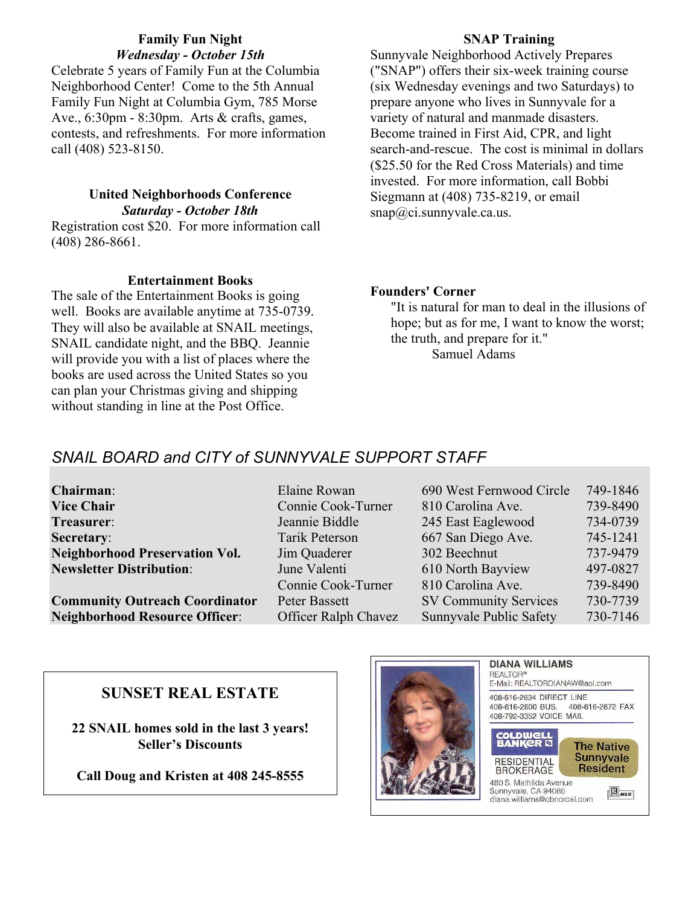### Family Fun Night

***Wednesday - October 15th***

Celebrate 5 years of Family Fun at the Columbia Neighborhood Center! Come to the 5th Annual Family Fun Night at Columbia Gym, 785 Morse Ave., 6:30pm - 8:30pm. Arts & crafts, games, contests, and refreshments. For more information call (408) 523-8150.

### United Neighborhoods Conference

***Saturday - October 18th***

Registration cost $20. For more information call (408) 286-8661.

### Entertainment Books

The sale of the Entertainment Books is going well. Books are available anytime at 735-0739. They will also be available at SNAIL meetings, SNAIL candidate night, and the BBQ. Jeannie will provide you with a list of places where the books are used across the United States so you can plan your Christmas giving and shipping without standing in line at the Post Office.

### SNAP Training

Sunnyvale Neighborhood Actively Prepares ("SNAP") offers their six-week training course (six Wednesday evenings and two Saturdays) to prepare anyone who lives in Sunnyvale for a variety of natural and manmade disasters. Become trained in First Aid, CPR, and light search-and-rescue. The cost is minimal in dollars ($25.50 for the Red Cross Materials) and time invested. For more information, call Bobbi Siegmann at (408) 735-8219, or email snap@ci.sunnyvale.ca.us.

### Founders' Corner

"It is natural for man to deal in the illusions of hope; but as for me, I want to know the worst; the truth, and prepare for it."
Samuel Adams

## *SNAIL BOARD and CITY of SUNNYVALE SUPPORT STAFF*

| | | | |
|---|---|---|---|
| **Chairman**: | Elaine Rowan | 690 West Fernwood Circle | 749-1846 |
| **Vice Chair** | Connie Cook-Turner | 810 Carolina Ave. | 739-8490 |
| **Treasurer**: | Jeannie Biddle | 245 East Eaglewood | 734-0739 |
| **Secretary**: | Tarik Peterson | 667 San Diego Ave. | 745-1241 |
| **Neighborhood Preservation Vol.** | Jim Quaderer | 302 Beechnut | 737-9479 |
| **Newsletter Distribution**: | June Valenti | 610 North Bayview | 497-0827 |
| | Connie Cook-Turner | 810 Carolina Ave. | 739-8490 |
| **Community Outreach Coordinator** | Peter Bassett | SV Community Services | 730-7739 |
| **Neighborhood Resource Officer**: | Officer Ralph Chavez | Sunnyvale Public Safety | 730-7146 |

**SUNSET REAL ESTATE**

**22 SNAIL homes sold in the last 3 years!**
**Seller's Discounts**

**Call Doug and Kristen at 408 245-8555**

DIANA WILLIAMS
REALTOR®
E-Mail: REALTORDIANAW@aol.com
408-616-2634 DIRECT LINE
408-616-2600 BUS. 408-616-2672 FAX
408-792-3352 VOICE MAIL
COLDWELL BANKER
RESIDENTIAL BROKERAGE
The Native Sunnyvale Resident
480 S. Mathilda Avenue
Sunnyvale, CA 94086
diana.williams@cbnorcal.com